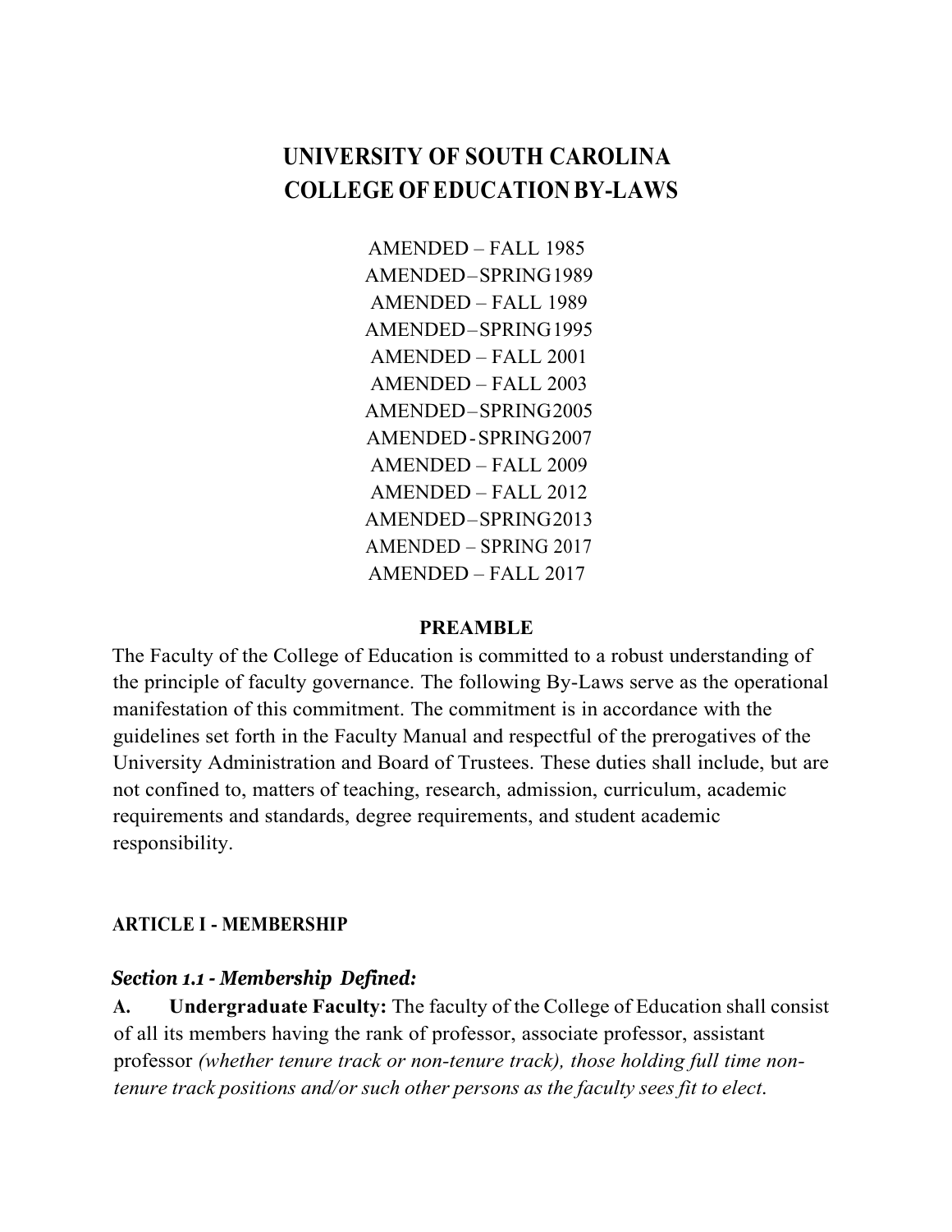# UNIVERSITY OF SOUTH CAROLINA
# COLLEGE OF EDUCATION BY-LAWS

AMENDED – FALL 1985
AMENDED – SPRING 1989
AMENDED – FALL 1989
AMENDED – SPRING 1995
AMENDED – FALL 2001
AMENDED – FALL 2003
AMENDED – SPRING 2005
AMENDED - SPRING 2007
AMENDED – FALL 2009
AMENDED – FALL 2012
AMENDED – SPRING 2013
AMENDED – SPRING 2017
AMENDED – FALL 2017

## PREAMBLE

The Faculty of the College of Education is committed to a robust understanding of the principle of faculty governance. The following By-Laws serve as the operational manifestation of this commitment. The commitment is in accordance with the guidelines set forth in the Faculty Manual and respectful of the prerogatives of the University Administration and Board of Trustees. These duties shall include, but are not confined to, matters of teaching, research, admission, curriculum, academic requirements and standards, degree requirements, and student academic responsibility.

## ARTICLE I - MEMBERSHIP

### *Section 1.1 - Membership Defined:*

**A. Undergraduate Faculty:** The faculty of the College of Education shall consist of all its members having the rank of professor, associate professor, assistant professor *(whether tenure track or non-tenure track), those holding full time non-tenure track positions and/or such other persons as the faculty sees fit to elect.*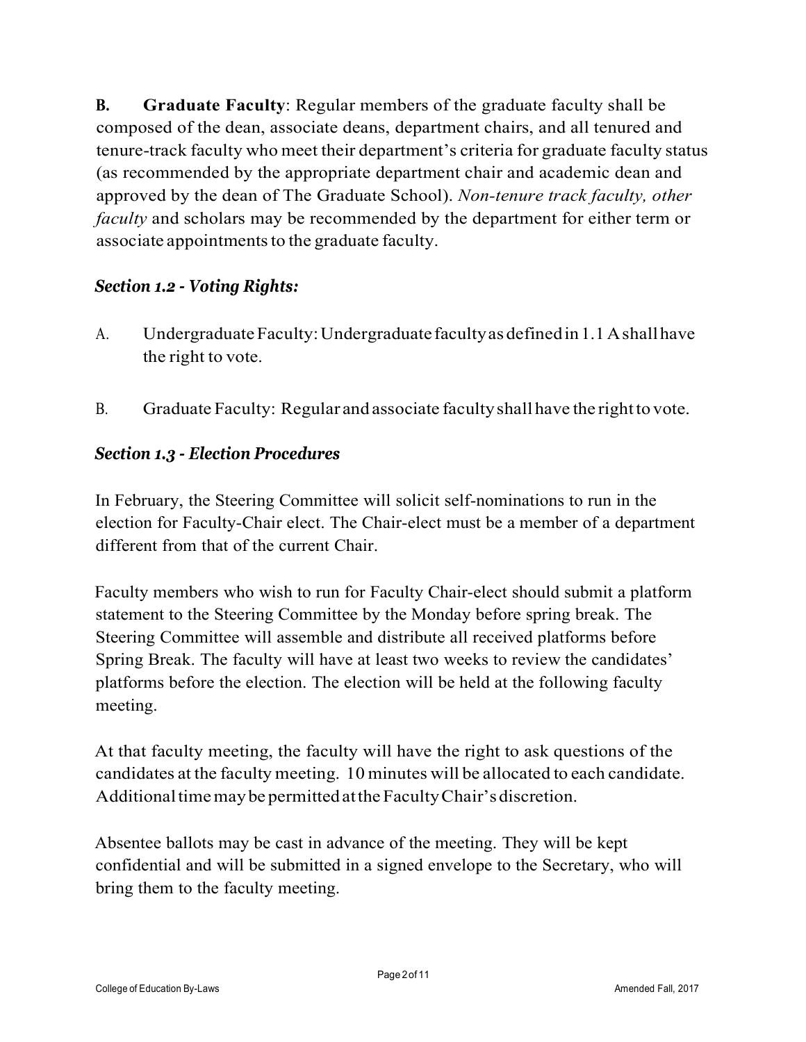**B. Graduate Faculty**: Regular members of the graduate faculty shall be composed of the dean, associate deans, department chairs, and all tenured and tenure-track faculty who meet their department's criteria for graduate faculty status (as recommended by the appropriate department chair and academic dean and approved by the dean of The Graduate School). *Non-tenure track faculty, other faculty* and scholars may be recommended by the department for either term or associate appointments to the graduate faculty.

### *Section 1.2 - Voting Rights:*

A. Undergraduate Faculty: Undergraduate faculty as defined in 1.1 A shall have the right to vote.

B. Graduate Faculty: Regular and associate faculty shall have the right to vote.

### *Section 1.3 - Election Procedures*

In February, the Steering Committee will solicit self-nominations to run in the election for Faculty-Chair elect. The Chair-elect must be a member of a department different from that of the current Chair.

Faculty members who wish to run for Faculty Chair-elect should submit a platform statement to the Steering Committee by the Monday before spring break. The Steering Committee will assemble and distribute all received platforms before Spring Break. The faculty will have at least two weeks to review the candidates' platforms before the election. The election will be held at the following faculty meeting.

At that faculty meeting, the faculty will have the right to ask questions of the candidates at the faculty meeting. 10 minutes will be allocated to each candidate. Additional time may be permitted at the Faculty Chair's discretion.

Absentee ballots may be cast in advance of the meeting. They will be kept confidential and will be submitted in a signed envelope to the Secretary, who will bring them to the faculty meeting.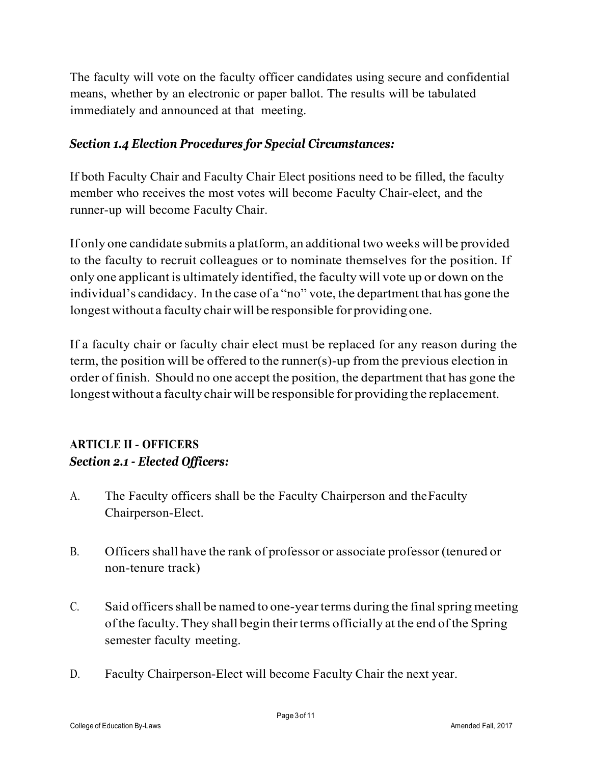The faculty will vote on the faculty officer candidates using secure and confidential means, whether by an electronic or paper ballot. The results will be tabulated immediately and announced at that meeting.

### *Section 1.4 Election Procedures for Special Circumstances:*

If both Faculty Chair and Faculty Chair Elect positions need to be filled, the faculty member who receives the most votes will become Faculty Chair-elect, and the runner-up will become Faculty Chair.

If only one candidate submits a platform, an additional two weeks will be provided to the faculty to recruit colleagues or to nominate themselves for the position. If only one applicant is ultimately identified, the faculty will vote up or down on the individual's candidacy. In the case of a "no" vote, the department that has gone the longest without a faculty chair will be responsible for providing one.

If a faculty chair or faculty chair elect must be replaced for any reason during the term, the position will be offered to the runner(s)-up from the previous election in order of finish. Should no one accept the position, the department that has gone the longest without a faculty chair will be responsible for providing the replacement.

## ARTICLE II - OFFICERS

### *Section 2.1 - Elected Officers:*

A. The Faculty officers shall be the Faculty Chairperson and the Faculty Chairperson-Elect.

B. Officers shall have the rank of professor or associate professor (tenured or non-tenure track)

C. Said officers shall be named to one-year terms during the final spring meeting of the faculty. They shall begin their terms officially at the end of the Spring semester faculty meeting.

D. Faculty Chairperson-Elect will become Faculty Chair the next year.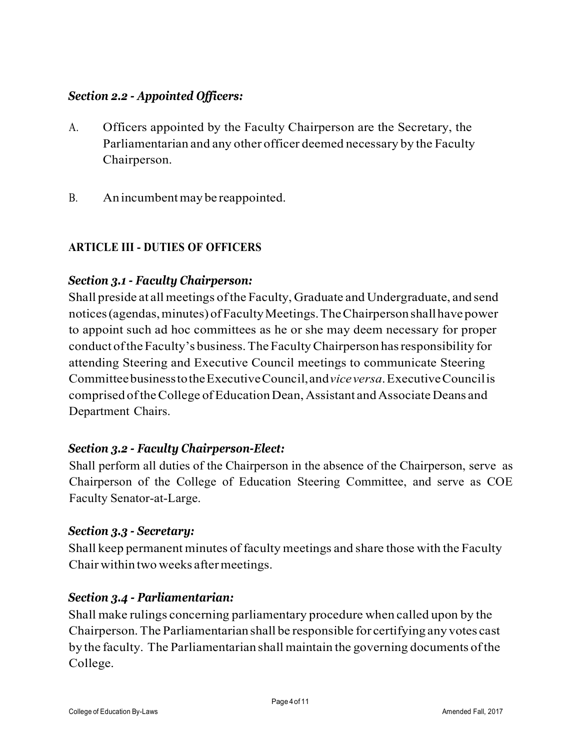### *Section 2.2 - Appointed Officers:*

A. Officers appointed by the Faculty Chairperson are the Secretary, the Parliamentarian and any other officer deemed necessary by the Faculty Chairperson.

B. An incumbent may be reappointed.

## ARTICLE III - DUTIES OF OFFICERS

### *Section 3.1 - Faculty Chairperson:*

Shall preside at all meetings of the Faculty, Graduate and Undergraduate, and send notices (agendas, minutes) of Faculty Meetings. The Chairperson shall have power to appoint such ad hoc committees as he or she may deem necessary for proper conduct of the Faculty's business. The Faculty Chairperson has responsibility for attending Steering and Executive Council meetings to communicate Steering Committee business to the Executive Council, and *vice versa*. Executive Council is comprised of the College of Education Dean, Assistant and Associate Deans and Department Chairs.

### *Section 3.2 - Faculty Chairperson-Elect:*

Shall perform all duties of the Chairperson in the absence of the Chairperson, serve as Chairperson of the College of Education Steering Committee, and serve as COE Faculty Senator-at-Large.

### *Section 3.3 - Secretary:*

Shall keep permanent minutes of faculty meetings and share those with the Faculty Chair within two weeks after meetings.

### *Section 3.4 - Parliamentarian:*

Shall make rulings concerning parliamentary procedure when called upon by the Chairperson. The Parliamentarian shall be responsible for certifying any votes cast by the faculty. The Parliamentarian shall maintain the governing documents of the College.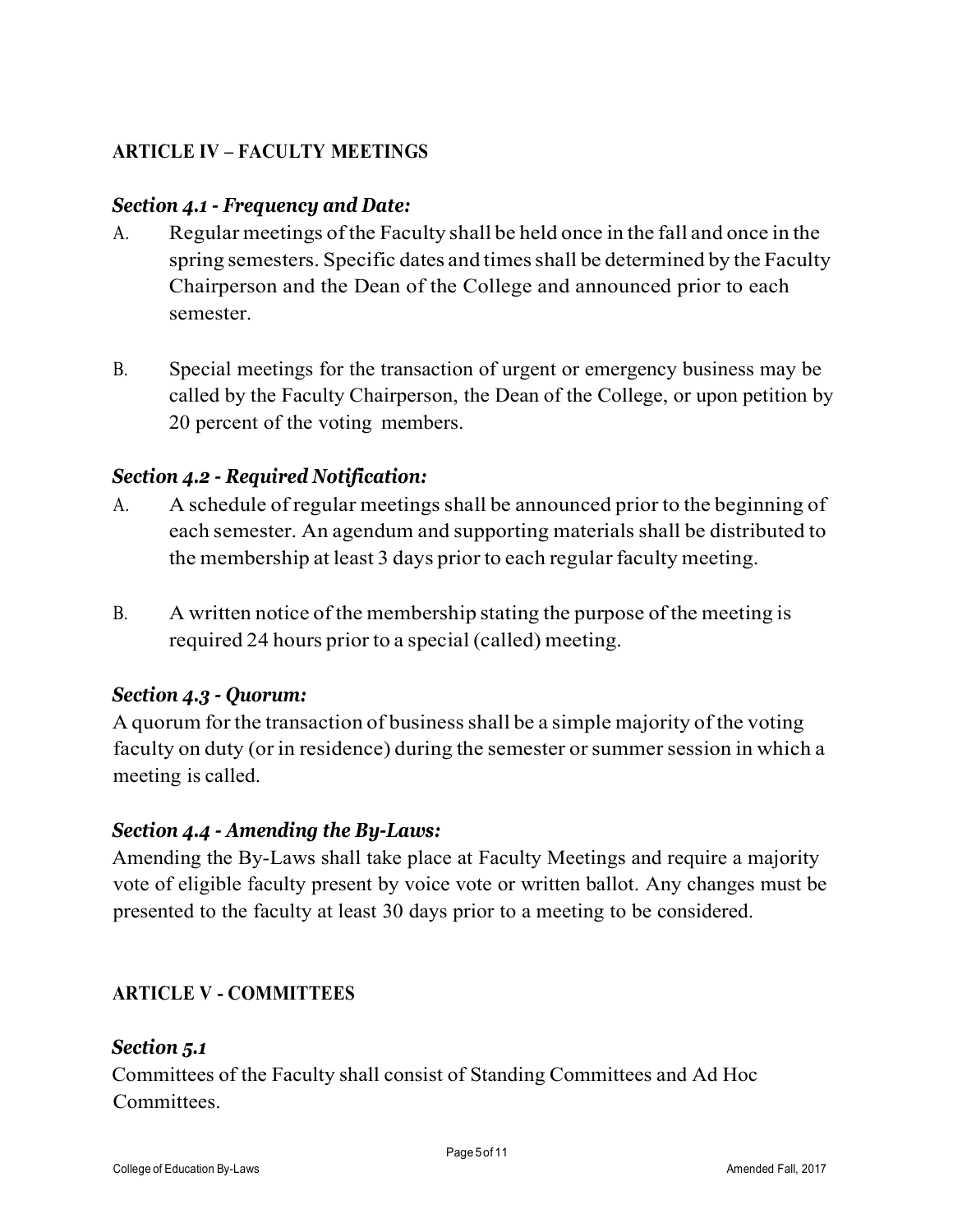## ARTICLE IV – FACULTY MEETINGS

### *Section 4.1 - Frequency and Date:*

A. Regular meetings of the Faculty shall be held once in the fall and once in the spring semesters. Specific dates and times shall be determined by the Faculty Chairperson and the Dean of the College and announced prior to each semester.

B. Special meetings for the transaction of urgent or emergency business may be called by the Faculty Chairperson, the Dean of the College, or upon petition by 20 percent of the voting members.

### *Section 4.2 - Required Notification:*

A. A schedule of regular meetings shall be announced prior to the beginning of each semester. An agendum and supporting materials shall be distributed to the membership at least 3 days prior to each regular faculty meeting.

B. A written notice of the membership stating the purpose of the meeting is required 24 hours prior to a special (called) meeting.

### *Section 4.3 - Quorum:*

A quorum for the transaction of business shall be a simple majority of the voting faculty on duty (or in residence) during the semester or summer session in which a meeting is called.

### *Section 4.4 - Amending the By-Laws:*

Amending the By-Laws shall take place at Faculty Meetings and require a majority vote of eligible faculty present by voice vote or written ballot. Any changes must be presented to the faculty at least 30 days prior to a meeting to be considered.

## ARTICLE V - COMMITTEES

### *Section 5.1*

Committees of the Faculty shall consist of Standing Committees and Ad Hoc Committees.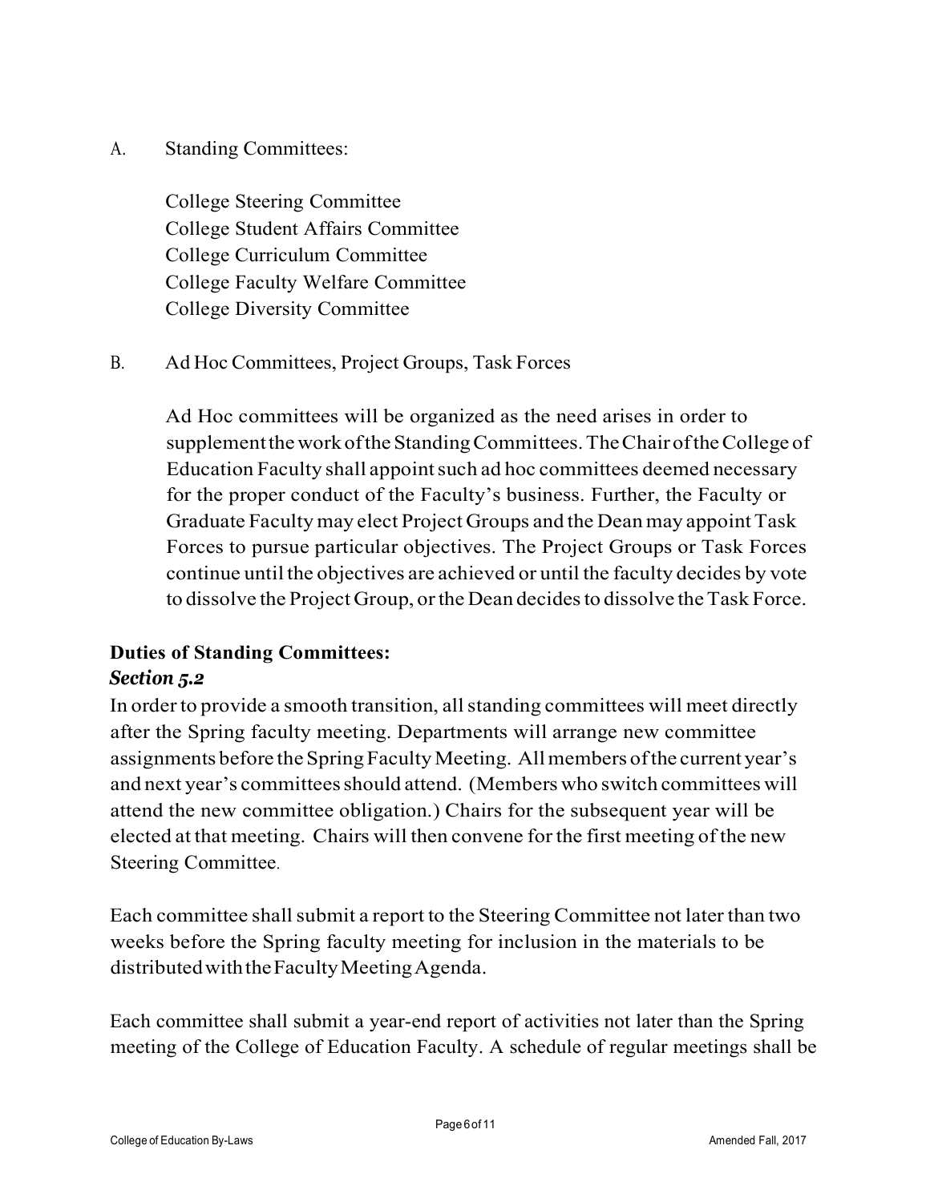A. Standing Committees:

College Steering Committee
College Student Affairs Committee
College Curriculum Committee
College Faculty Welfare Committee
College Diversity Committee

B. Ad Hoc Committees, Project Groups, Task Forces

Ad Hoc committees will be organized as the need arises in order to supplement the work of the Standing Committees. The Chair of the College of Education Faculty shall appoint such ad hoc committees deemed necessary for the proper conduct of the Faculty's business. Further, the Faculty or Graduate Faculty may elect Project Groups and the Dean may appoint Task Forces to pursue particular objectives. The Project Groups or Task Forces continue until the objectives are achieved or until the faculty decides by vote to dissolve the Project Group, or the Dean decides to dissolve the Task Force.

**Duties of Standing Committees:**
***Section 5.2***

In order to provide a smooth transition, all standing committees will meet directly after the Spring faculty meeting. Departments will arrange new committee assignments before the Spring Faculty Meeting. All members of the current year's and next year's committees should attend. (Members who switch committees will attend the new committee obligation.) Chairs for the subsequent year will be elected at that meeting. Chairs will then convene for the first meeting of the new Steering Committee.

Each committee shall submit a report to the Steering Committee not later than two weeks before the Spring faculty meeting for inclusion in the materials to be distributed with the Faculty Meeting Agenda.

Each committee shall submit a year-end report of activities not later than the Spring meeting of the College of Education Faculty. A schedule of regular meetings shall be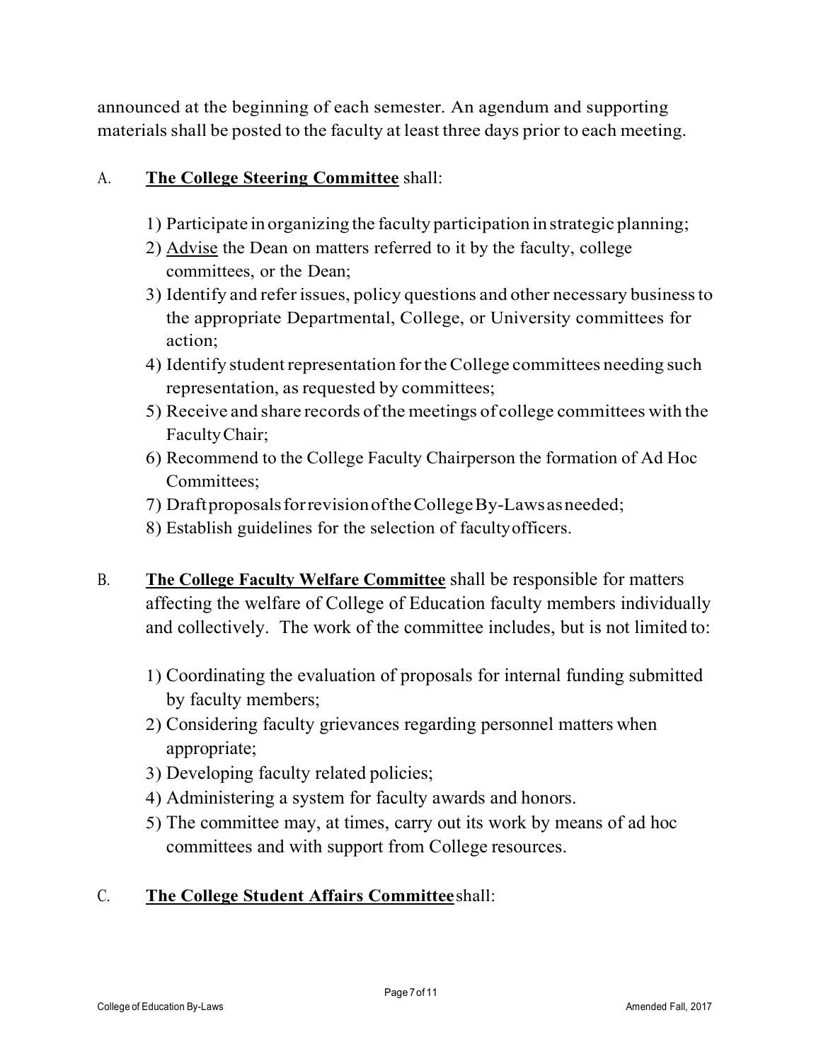announced at the beginning of each semester. An agendum and supporting materials shall be posted to the faculty at least three days prior to each meeting.

A. **<u>The College Steering Committee</u>** shall:

1) Participate in organizing the faculty participation in strategic planning;
2) <u>Advise</u> the Dean on matters referred to it by the faculty, college committees, or the Dean;
3) Identify and refer issues, policy questions and other necessary business to the appropriate Departmental, College, or University committees for action;
4) Identify student representation for the College committees needing such representation, as requested by committees;
5) Receive and share records of the meetings of college committees with the Faculty Chair;
6) Recommend to the College Faculty Chairperson the formation of Ad Hoc Committees;
7) Draft proposals for revision of the College By-Laws as needed;
8) Establish guidelines for the selection of faculty officers.

B. **<u>The College Faculty Welfare Committee</u>** shall be responsible for matters affecting the welfare of College of Education faculty members individually and collectively. The work of the committee includes, but is not limited to:

1) Coordinating the evaluation of proposals for internal funding submitted by faculty members;
2) Considering faculty grievances regarding personnel matters when appropriate;
3) Developing faculty related policies;
4) Administering a system for faculty awards and honors.
5) The committee may, at times, carry out its work by means of ad hoc committees and with support from College resources.

C. **<u>The College Student Affairs Committee</u>** shall: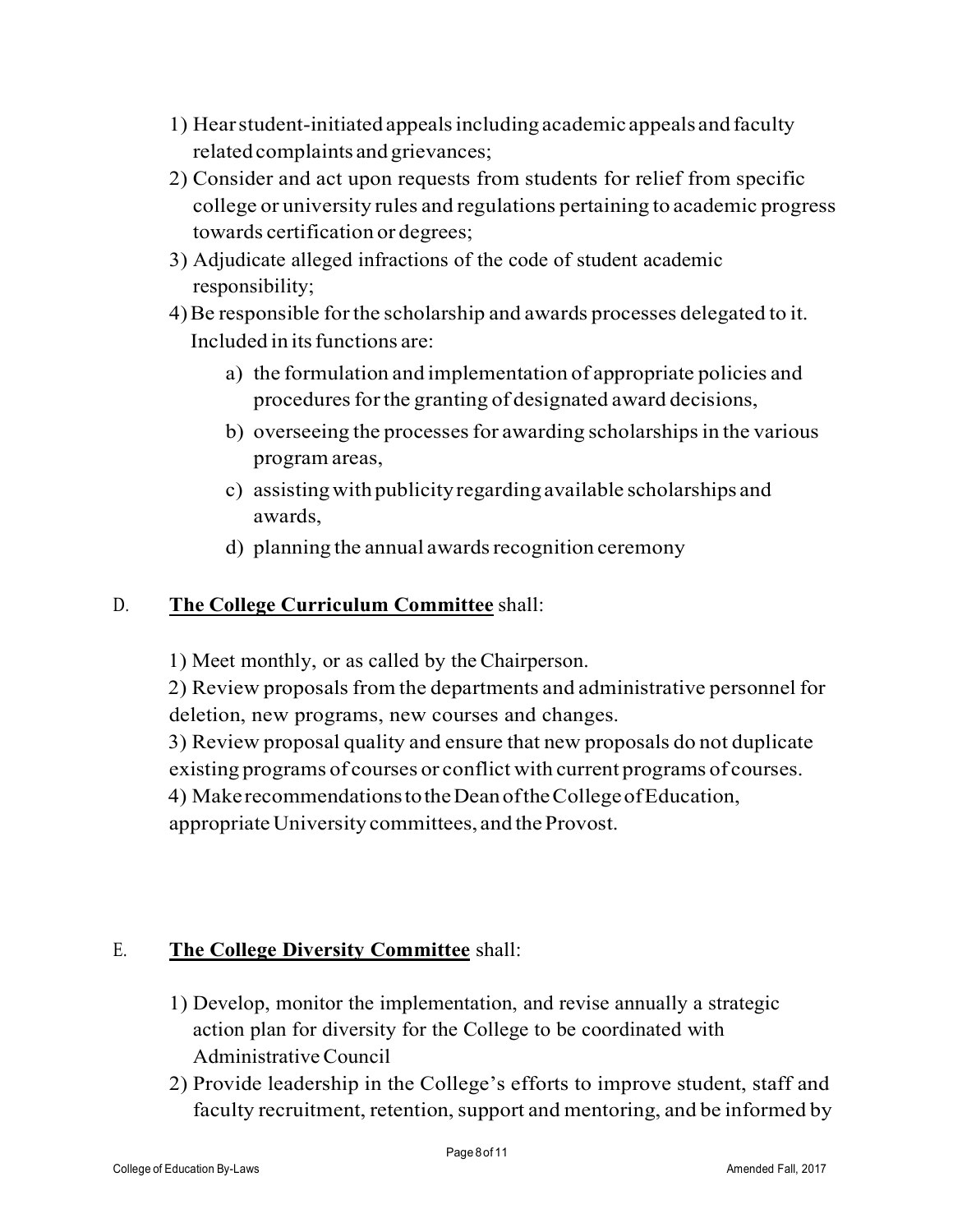1) Hear student-initiated appeals including academic appeals and faculty related complaints and grievances;
2) Consider and act upon requests from students for relief from specific college or university rules and regulations pertaining to academic progress towards certification or degrees;
3) Adjudicate alleged infractions of the code of student academic responsibility;
4) Be responsible for the scholarship and awards processes delegated to it. Included in its functions are:
    a) the formulation and implementation of appropriate policies and procedures for the granting of designated award decisions,
    b) overseeing the processes for awarding scholarships in the various program areas,
    c) assisting with publicity regarding available scholarships and awards,
    d) planning the annual awards recognition ceremony

D. **The College Curriculum Committee** shall:

1) Meet monthly, or as called by the Chairperson.
2) Review proposals from the departments and administrative personnel for deletion, new programs, new courses and changes.
3) Review proposal quality and ensure that new proposals do not duplicate existing programs of courses or conflict with current programs of courses.
4) Make recommendations to the Dean of the College of Education, appropriate University committees, and the Provost.

E. **The College Diversity Committee** shall:

1) Develop, monitor the implementation, and revise annually a strategic action plan for diversity for the College to be coordinated with Administrative Council
2) Provide leadership in the College's efforts to improve student, staff and faculty recruitment, retention, support and mentoring, and be informed by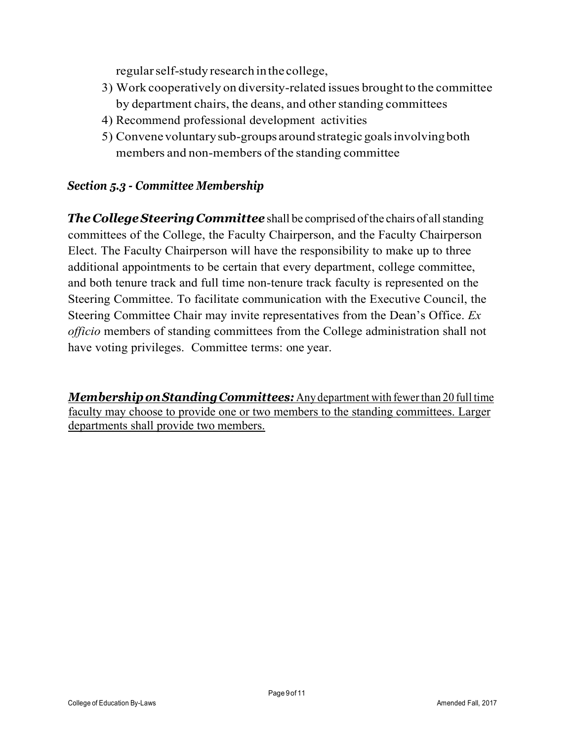regular self-study research in the college,

3) Work cooperatively on diversity-related issues brought to the committee by department chairs, the deans, and other standing committees
4) Recommend professional development activities
5) Convene voluntary sub-groups around strategic goals involving both members and non-members of the standing committee

### *Section 5.3 - Committee Membership*

***The College Steering Committee*** shall be comprised of the chairs of all standing committees of the College, the Faculty Chairperson, and the Faculty Chairperson Elect. The Faculty Chairperson will have the responsibility to make up to three additional appointments to be certain that every department, college committee, and both tenure track and full time non-tenure track faculty is represented on the Steering Committee. To facilitate communication with the Executive Council, the Steering Committee Chair may invite representatives from the Dean's Office. *Ex officio* members of standing committees from the College administration shall not have voting privileges. Committee terms: one year.

<u>***Membership on Standing Committees:*** Any department with fewer than 20 full time faculty may choose to provide one or two members to the standing committees. Larger departments shall provide two members.</u>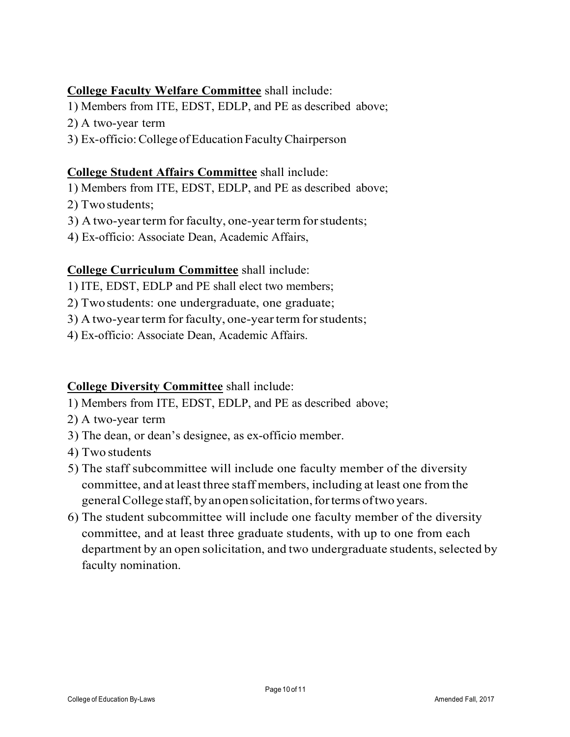**College Faculty Welfare Committee** shall include:

1) Members from ITE, EDST, EDLP, and PE as described above;
2) A two-year term
3) Ex-officio: College of Education Faculty Chairperson

**College Student Affairs Committee** shall include:

1) Members from ITE, EDST, EDLP, and PE as described above;
2) Two students;
3) A two-year term for faculty, one-year term for students;
4) Ex-officio: Associate Dean, Academic Affairs,

**College Curriculum Committee** shall include:

1) ITE, EDST, EDLP and PE shall elect two members;
2) Two students: one undergraduate, one graduate;
3) A two-year term for faculty, one-year term for students;
4) Ex-officio: Associate Dean, Academic Affairs.

**College Diversity Committee** shall include:

1) Members from ITE, EDST, EDLP, and PE as described above;
2) A two-year term
3) The dean, or dean's designee, as ex-officio member.
4) Two students
5) The staff subcommittee will include one faculty member of the diversity committee, and at least three staff members, including at least one from the general College staff, by an open solicitation, for terms of two years.
6) The student subcommittee will include one faculty member of the diversity committee, and at least three graduate students, with up to one from each department by an open solicitation, and two undergraduate students, selected by faculty nomination.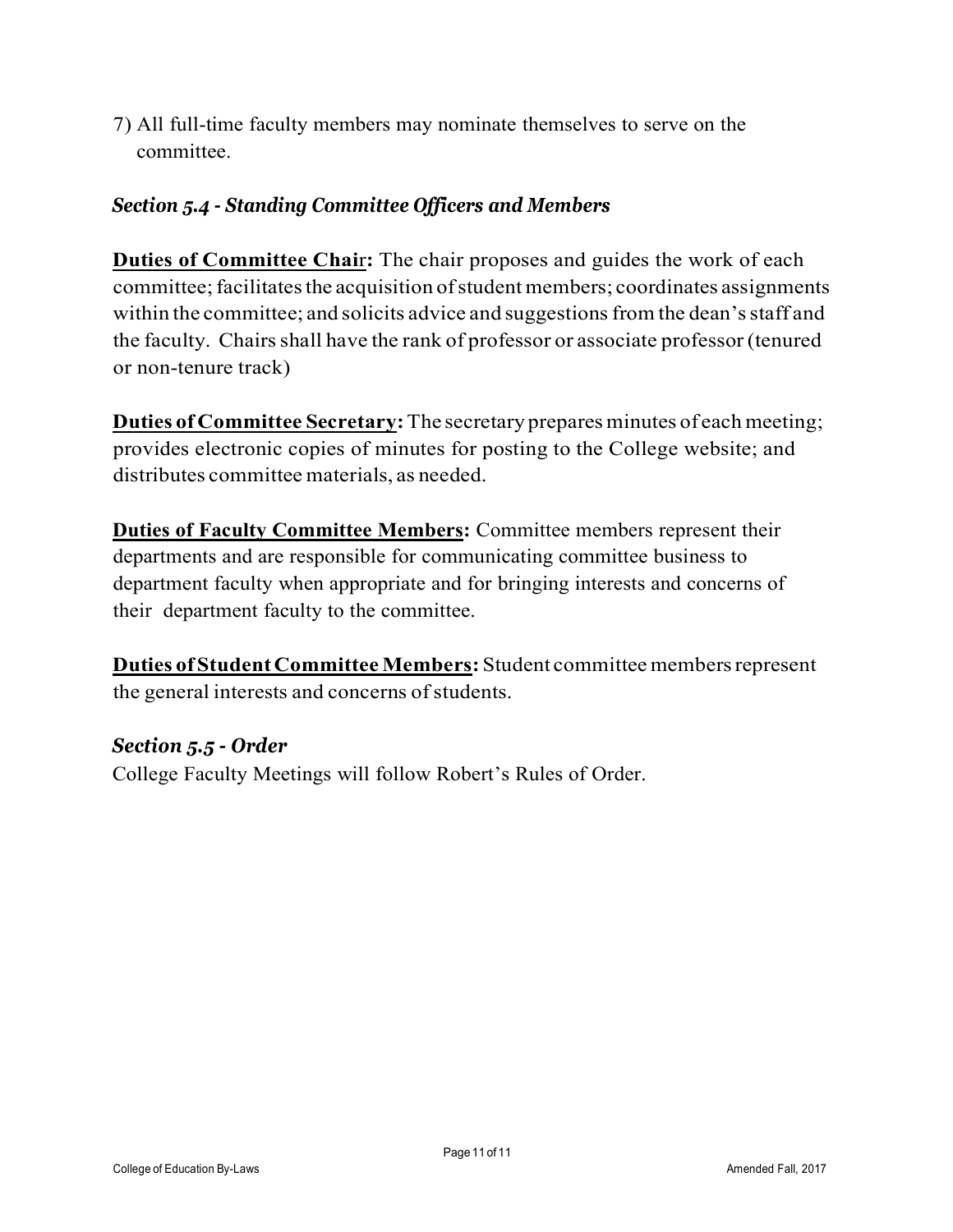7) All full-time faculty members may nominate themselves to serve on the committee.

### *Section 5.4 - Standing Committee Officers and Members*

**Duties of Committee Chair:** The chair proposes and guides the work of each committee; facilitates the acquisition of student members; coordinates assignments within the committee; and solicits advice and suggestions from the dean's staff and the faculty. Chairs shall have the rank of professor or associate professor (tenured or non-tenure track)

**Duties of Committee Secretary:** The secretary prepares minutes of each meeting; provides electronic copies of minutes for posting to the College website; and distributes committee materials, as needed.

**Duties of Faculty Committee Members:** Committee members represent their departments and are responsible for communicating committee business to department faculty when appropriate and for bringing interests and concerns of their department faculty to the committee.

**Duties of Student Committee Members:** Student committee members represent the general interests and concerns of students.

### *Section 5.5 - Order*

College Faculty Meetings will follow Robert's Rules of Order.